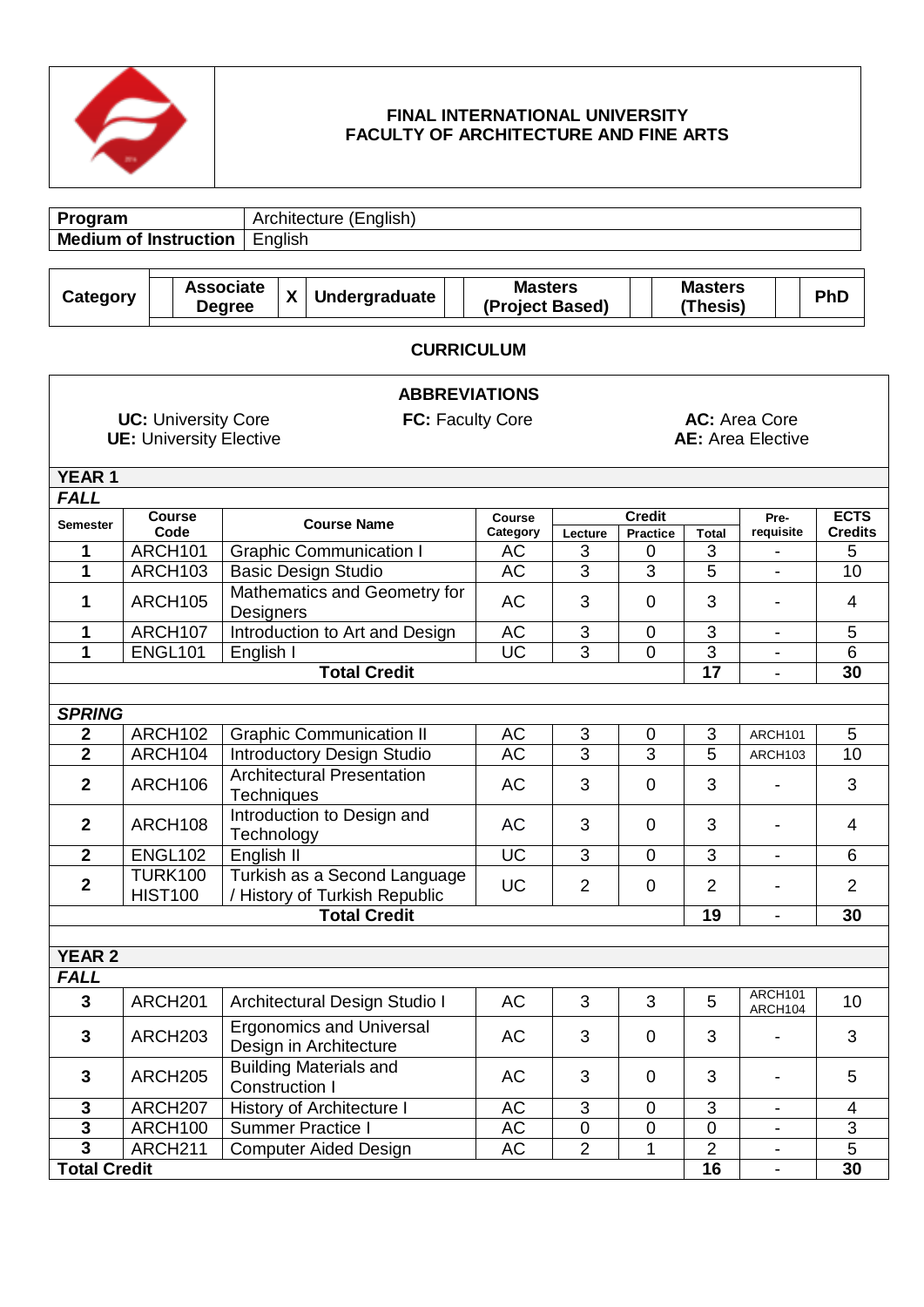**FINAL INTERNATIONAL UNIVERSITY**
**FACULTY OF ARCHITECTURE AND FINE ARTS**

| **Program** | Architecture (English) |
|---|---|
| **Medium of Instruction** | English |

| **Category** | | **Associate Degree** | X | **Undergraduate** | | **Masters (Project Based)** | | **Masters (Thesis)** | | **PhD** |
|---|---|---|---|---|---|---|---|---|---|---|

## CURRICULUM

**ABBREVIATIONS**

**UC:** University Core
**UE:** University Elective
**FC:** Faculty Core
**AC:** Area Core
**AE:** Area Elective

| Semester | Course Code | Course Name | Course Category | Credit | | | Pre-requisite | ECTS Credits |
|---|---|---|---|---|---|---|---|---|
| | | | | Lecture | Practice | Total | | |
| **YEAR 1** | | | | | | | | |
| ***FALL*** | | | | | | | | |
| 1 | ARCH101 | Graphic Communication I | AC | 3 | 0 | 3 | - | 5 |
| 1 | ARCH103 | Basic Design Studio | AC | 3 | 3 | 5 | - | 10 |
| 1 | ARCH105 | Mathematics and Geometry for Designers | AC | 3 | 0 | 3 | - | 4 |
| 1 | ARCH107 | Introduction to Art and Design | AC | 3 | 0 | 3 | - | 5 |
| 1 | ENGL101 | English I | UC | 3 | 0 | 3 | - | 6 |
| | | **Total Credit** | | | | **17** | - | **30** |
| ***SPRING*** | | | | | | | | |
| 2 | ARCH102 | Graphic Communication II | AC | 3 | 0 | 3 | ARCH101 | 5 |
| 2 | ARCH104 | Introductory Design Studio | AC | 3 | 3 | 5 | ARCH103 | 10 |
| 2 | ARCH106 | Architectural Presentation Techniques | AC | 3 | 0 | 3 | - | 3 |
| 2 | ARCH108 | Introduction to Design and Technology | AC | 3 | 0 | 3 | - | 4 |
| 2 | ENGL102 | English II | UC | 3 | 0 | 3 | - | 6 |
| 2 | TURK100 HIST100 | Turkish as a Second Language / History of Turkish Republic | UC | 2 | 0 | 2 | - | 2 |
| | | **Total Credit** | | | | **19** | - | **30** |
| **YEAR 2** | | | | | | | | |
| ***FALL*** | | | | | | | | |
| 3 | ARCH201 | Architectural Design Studio I | AC | 3 | 3 | 5 | ARCH101 ARCH104 | 10 |
| 3 | ARCH203 | Ergonomics and Universal Design in Architecture | AC | 3 | 0 | 3 | - | 3 |
| 3 | ARCH205 | Building Materials and Construction I | AC | 3 | 0 | 3 | - | 5 |
| 3 | ARCH207 | History of Architecture I | AC | 3 | 0 | 3 | - | 4 |
| 3 | ARCH100 | Summer Practice I | AC | 0 | 0 | 0 | - | 3 |
| 3 | ARCH211 | Computer Aided Design | AC | 2 | 1 | 2 | - | 5 |
| **Total Credit** | | | | | | **16** | - | **30** |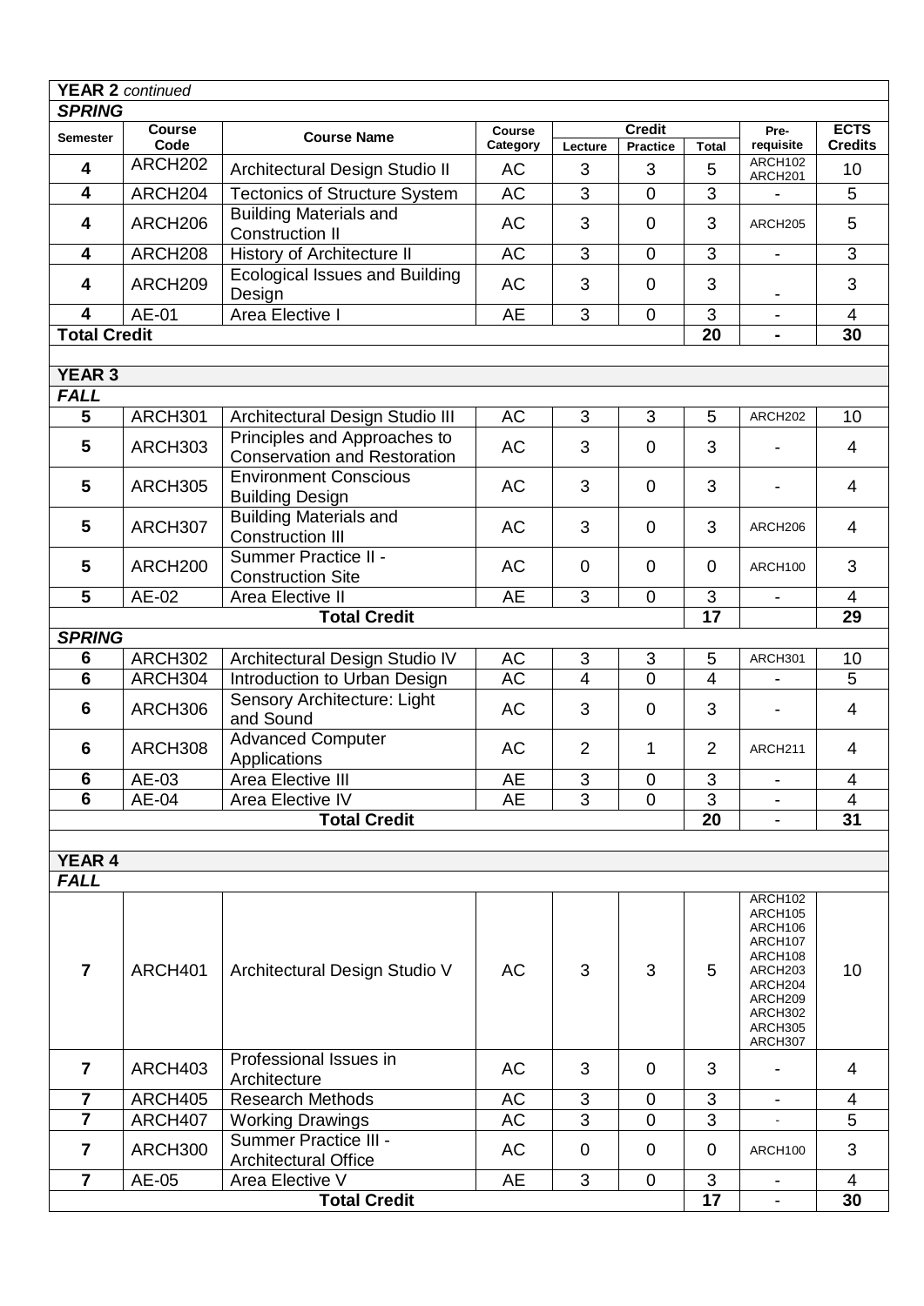| Semester | Course Code | Course Name | Course Category | Credit | | | Pre-requisite | ECTS Credits |
|---|---|---|---|---|---|---|---|---|
| | | | | Lecture | Practice | Total | | |
| **YEAR 2** *continued* | | | | | | | | |
| ***SPRING*** | | | | | | | | |
| **4** | ARCH202 | Architectural Design Studio II | AC | 3 | 3 | 5 | ARCH102 ARCH201 | 10 |
| **4** | ARCH204 | Tectonics of Structure System | AC | 3 | 0 | 3 | - | 5 |
| **4** | ARCH206 | Building Materials and Construction II | AC | 3 | 0 | 3 | ARCH205 | 5 |
| **4** | ARCH208 | History of Architecture II | AC | 3 | 0 | 3 | - | 3 |
| **4** | ARCH209 | Ecological Issues and Building Design | AC | 3 | 0 | 3 | - | 3 |
| **4** | AE-01 | Area Elective I | AE | 3 | 0 | 3 | - | 4 |
| **Total Credit** | | | | | | **20** | **-** | **30** |
| **YEAR 3** | | | | | | | | |
| ***FALL*** | | | | | | | | |
| **5** | ARCH301 | Architectural Design Studio III | AC | 3 | 3 | 5 | ARCH202 | 10 |
| **5** | ARCH303 | Principles and Approaches to Conservation and Restoration | AC | 3 | 0 | 3 | - | 4 |
| **5** | ARCH305 | Environment Conscious Building Design | AC | 3 | 0 | 3 | - | 4 |
| **5** | ARCH307 | Building Materials and Construction III | AC | 3 | 0 | 3 | ARCH206 | 4 |
| **5** | ARCH200 | Summer Practice II - Construction Site | AC | 0 | 0 | 0 | ARCH100 | 3 |
| **5** | AE-02 | Area Elective II | AE | 3 | 0 | 3 | - | 4 |
| | | **Total Credit** | | | | **17** | | **29** |
| ***SPRING*** | | | | | | | | |
| **6** | ARCH302 | Architectural Design Studio IV | AC | 3 | 3 | 5 | ARCH301 | 10 |
| **6** | ARCH304 | Introduction to Urban Design | AC | 4 | 0 | 4 | - | 5 |
| **6** | ARCH306 | Sensory Architecture: Light and Sound | AC | 3 | 0 | 3 | - | 4 |
| **6** | ARCH308 | Advanced Computer Applications | AC | 2 | 1 | 2 | ARCH211 | 4 |
| **6** | AE-03 | Area Elective III | AE | 3 | 0 | 3 | - | 4 |
| **6** | AE-04 | Area Elective IV | AE | 3 | 0 | 3 | - | 4 |
| | | **Total Credit** | | | | **20** | - | **31** |
| **YEAR 4** | | | | | | | | |
| ***FALL*** | | | | | | | | |
| **7** | ARCH401 | Architectural Design Studio V | AC | 3 | 3 | 5 | ARCH102 ARCH105 ARCH106 ARCH107 ARCH108 ARCH203 ARCH204 ARCH209 ARCH302 ARCH305 ARCH307 | 10 |
| **7** | ARCH403 | Professional Issues in Architecture | AC | 3 | 0 | 3 | - | 4 |
| **7** | ARCH405 | Research Methods | AC | 3 | 0 | 3 | - | 4 |
| **7** | ARCH407 | Working Drawings | AC | 3 | 0 | 3 | - | 5 |
| **7** | ARCH300 | Summer Practice III - Architectural Office | AC | 0 | 0 | 0 | ARCH100 | 3 |
| **7** | AE-05 | Area Elective V | AE | 3 | 0 | 3 | - | 4 |
| | | **Total Credit** | | | | **17** | - | **30** |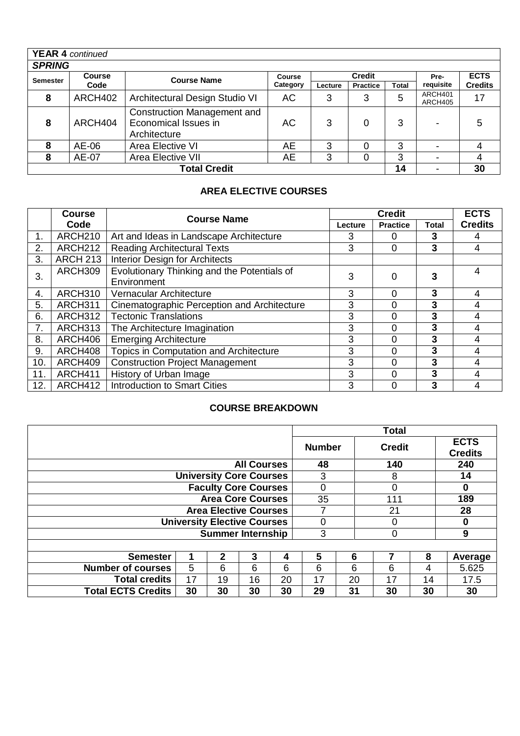**YEAR 4** *continued*

***SPRING***

| Semester | Course Code | Course Name | Course Category | Credit | | | Pre-requisite | ECTS Credits |
|---|---|---|---|---|---|---|---|---|
| | | | | Lecture | Practice | Total | | |
| **8** | ARCH402 | Architectural Design Studio VI | AC | 3 | 3 | 5 | ARCH401 ARCH405 | 17 |
| **8** | ARCH404 | Construction Management and Economical Issues in Architecture | AC | 3 | 0 | 3 | - | 5 |
| **8** | AE-06 | Area Elective VI | AE | 3 | 0 | 3 | - | 4 |
| **8** | AE-07 | Area Elective VII | AE | 3 | 0 | 3 | - | 4 |
| **Total Credit** | | | | | | **14** | - | **30** |

## AREA ELECTIVE COURSES

| | Course Code | Course Name | Credit | | | ECTS Credits |
|---|---|---|---|---|---|---|
| | | | Lecture | Practice | Total | |
| 1. | ARCH210 | Art and Ideas in Landscape Architecture | 3 | 0 | **3** | 4 |
| 2. | ARCH212 | Reading Architectural Texts | 3 | 0 | **3** | 4 |
| 3. | ARCH 213 | Interior Design for Architects | | | | |
| 3. | ARCH309 | Evolutionary Thinking and the Potentials of Environment | 3 | 0 | **3** | 4 |
| 4. | ARCH310 | Vernacular Architecture | 3 | 0 | **3** | 4 |
| 5. | ARCH311 | Cinematographic Perception and Architecture | 3 | 0 | **3** | 4 |
| 6. | ARCH312 | Tectonic Translations | 3 | 0 | **3** | 4 |
| 7. | ARCH313 | The Architecture Imagination | 3 | 0 | **3** | 4 |
| 8. | ARCH406 | Emerging Architecture | 3 | 0 | **3** | 4 |
| 9. | ARCH408 | Topics in Computation and Architecture | 3 | 0 | **3** | 4 |
| 10. | ARCH409 | Construction Project Management | 3 | 0 | **3** | 4 |
| 11. | ARCH411 | History of Urban Image | 3 | 0 | **3** | 4 |
| 12. | ARCH412 | Introduction to Smart Cities | 3 | 0 | **3** | 4 |

## COURSE BREAKDOWN

| | Total | | |
|---|---|---|---|
| | **Number** | **Credit** | **ECTS Credits** |
| **All Courses** | **48** | **140** | **240** |
| **University Core Courses** | 3 | 8 | **14** |
| **Faculty Core Courses** | 0 | 0 | **0** |
| **Area Core Courses** | 35 | 111 | **189** |
| **Area Elective Courses** | 7 | 21 | **28** |
| **University Elective Courses** | 0 | 0 | **0** |
| **Summer Internship** | 3 | 0 | **9** |

| Semester | 1 | 2 | 3 | 4 | 5 | 6 | 7 | 8 | Average |
|---|---|---|---|---|---|---|---|---|---|
| **Number of courses** | 5 | 6 | 6 | 6 | 6 | 6 | 6 | 4 | 5.625 |
| **Total credits** | 17 | 19 | 16 | 20 | 17 | 20 | 17 | 14 | 17.5 |
| **Total ECTS Credits** | **30** | **30** | **30** | **30** | **29** | **31** | **30** | **30** | **30** |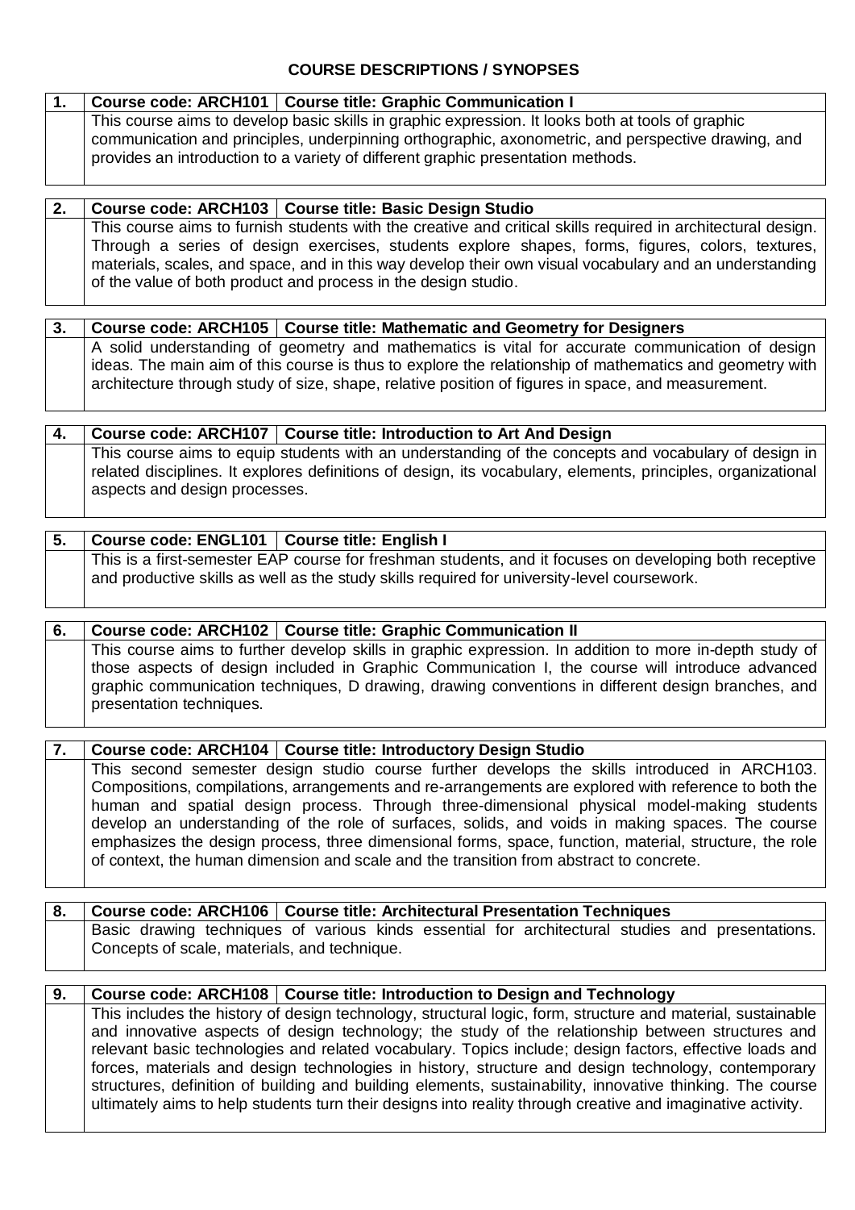# COURSE DESCRIPTIONS / SYNOPSES

| 1. | Course code: ARCH101 | Course title: Graphic Communication I |
|---|---|---|
| | This course aims to develop basic skills in graphic expression. It looks both at tools of graphic communication and principles, underpinning orthographic, axonometric, and perspective drawing, and provides an introduction to a variety of different graphic presentation methods. | |

| 2. | Course code: ARCH103 | Course title: Basic Design Studio |
|---|---|---|
| | This course aims to furnish students with the creative and critical skills required in architectural design. Through a series of design exercises, students explore shapes, forms, figures, colors, textures, materials, scales, and space, and in this way develop their own visual vocabulary and an understanding of the value of both product and process in the design studio. | |

| 3. | Course code: ARCH105 | Course title: Mathematic and Geometry for Designers |
|---|---|---|
| | A solid understanding of geometry and mathematics is vital for accurate communication of design ideas. The main aim of this course is thus to explore the relationship of mathematics and geometry with architecture through study of size, shape, relative position of figures in space, and measurement. | |

| 4. | Course code: ARCH107 | Course title: Introduction to Art And Design |
|---|---|---|
| | This course aims to equip students with an understanding of the concepts and vocabulary of design in related disciplines. It explores definitions of design, its vocabulary, elements, principles, organizational aspects and design processes. | |

| 5. | Course code: ENGL101 | Course title: English I |
|---|---|---|
| | This is a first-semester EAP course for freshman students, and it focuses on developing both receptive and productive skills as well as the study skills required for university-level coursework. | |

| 6. | Course code: ARCH102 | Course title: Graphic Communication II |
|---|---|---|
| | This course aims to further develop skills in graphic expression. In addition to more in-depth study of those aspects of design included in Graphic Communication I, the course will introduce advanced graphic communication techniques, D drawing, drawing conventions in different design branches, and presentation techniques. | |

| 7. | Course code: ARCH104 | Course title: Introductory Design Studio |
|---|---|---|
| | This second semester design studio course further develops the skills introduced in ARCH103. Compositions, compilations, arrangements and re-arrangements are explored with reference to both the human and spatial design process. Through three-dimensional physical model-making students develop an understanding of the role of surfaces, solids, and voids in making spaces. The course emphasizes the design process, three dimensional forms, space, function, material, structure, the role of context, the human dimension and scale and the transition from abstract to concrete. | |

| 8. | Course code: ARCH106 | Course title: Architectural Presentation Techniques |
|---|---|---|
| | Basic drawing techniques of various kinds essential for architectural studies and presentations. Concepts of scale, materials, and technique. | |

| 9. | Course code: ARCH108 | Course title: Introduction to Design and Technology |
|---|---|---|
| | This includes the history of design technology, structural logic, form, structure and material, sustainable and innovative aspects of design technology; the study of the relationship between structures and relevant basic technologies and related vocabulary. Topics include; design factors, effective loads and forces, materials and design technologies in history, structure and design technology, contemporary structures, definition of building and building elements, sustainability, innovative thinking. The course ultimately aims to help students turn their designs into reality through creative and imaginative activity. | |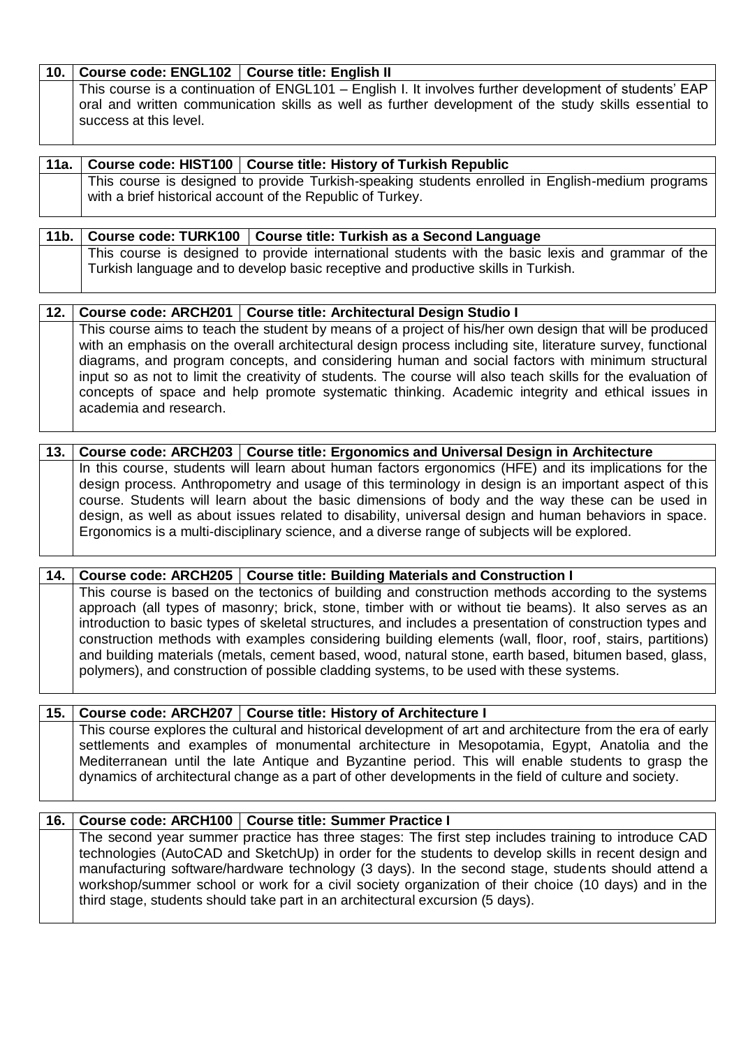| 10. | Course code: ENGL102 | Course title: English II |
|---|---|---|
| | This course is a continuation of ENGL101 – English I. It involves further development of students' EAP oral and written communication skills as well as further development of the study skills essential to success at this level. | |

| 11a. | Course code: HIST100 | Course title: History of Turkish Republic |
|---|---|---|
| | This course is designed to provide Turkish-speaking students enrolled in English-medium programs with a brief historical account of the Republic of Turkey. | |

| 11b. | Course code: TURK100 | Course title: Turkish as a Second Language |
|---|---|---|
| | This course is designed to provide international students with the basic lexis and grammar of the Turkish language and to develop basic receptive and productive skills in Turkish. | |

| 12. | Course code: ARCH201 | Course title: Architectural Design Studio I |
|---|---|---|
| | This course aims to teach the student by means of a project of his/her own design that will be produced with an emphasis on the overall architectural design process including site, literature survey, functional diagrams, and program concepts, and considering human and social factors with minimum structural input so as not to limit the creativity of students. The course will also teach skills for the evaluation of concepts of space and help promote systematic thinking. Academic integrity and ethical issues in academia and research. | |

| 13. | Course code: ARCH203 | Course title: Ergonomics and Universal Design in Architecture |
|---|---|---|
| | In this course, students will learn about human factors ergonomics (HFE) and its implications for the design process. Anthropometry and usage of this terminology in design is an important aspect of this course. Students will learn about the basic dimensions of body and the way these can be used in design, as well as about issues related to disability, universal design and human behaviors in space. Ergonomics is a multi-disciplinary science, and a diverse range of subjects will be explored. | |

| 14. | Course code: ARCH205 | Course title: Building Materials and Construction I |
|---|---|---|
| | This course is based on the tectonics of building and construction methods according to the systems approach (all types of masonry; brick, stone, timber with or without tie beams). It also serves as an introduction to basic types of skeletal structures, and includes a presentation of construction types and construction methods with examples considering building elements (wall, floor, roof, stairs, partitions) and building materials (metals, cement based, wood, natural stone, earth based, bitumen based, glass, polymers), and construction of possible cladding systems, to be used with these systems. | |

| 15. | Course code: ARCH207 | Course title: History of Architecture I |
|---|---|---|
| | This course explores the cultural and historical development of art and architecture from the era of early settlements and examples of monumental architecture in Mesopotamia, Egypt, Anatolia and the Mediterranean until the late Antique and Byzantine period. This will enable students to grasp the dynamics of architectural change as a part of other developments in the field of culture and society. | |

| 16. | Course code: ARCH100 | Course title: Summer Practice I |
|---|---|---|
| | The second year summer practice has three stages: The first step includes training to introduce CAD technologies (AutoCAD and SketchUp) in order for the students to develop skills in recent design and manufacturing software/hardware technology (3 days). In the second stage, students should attend a workshop/summer school or work for a civil society organization of their choice (10 days) and in the third stage, students should take part in an architectural excursion (5 days). | |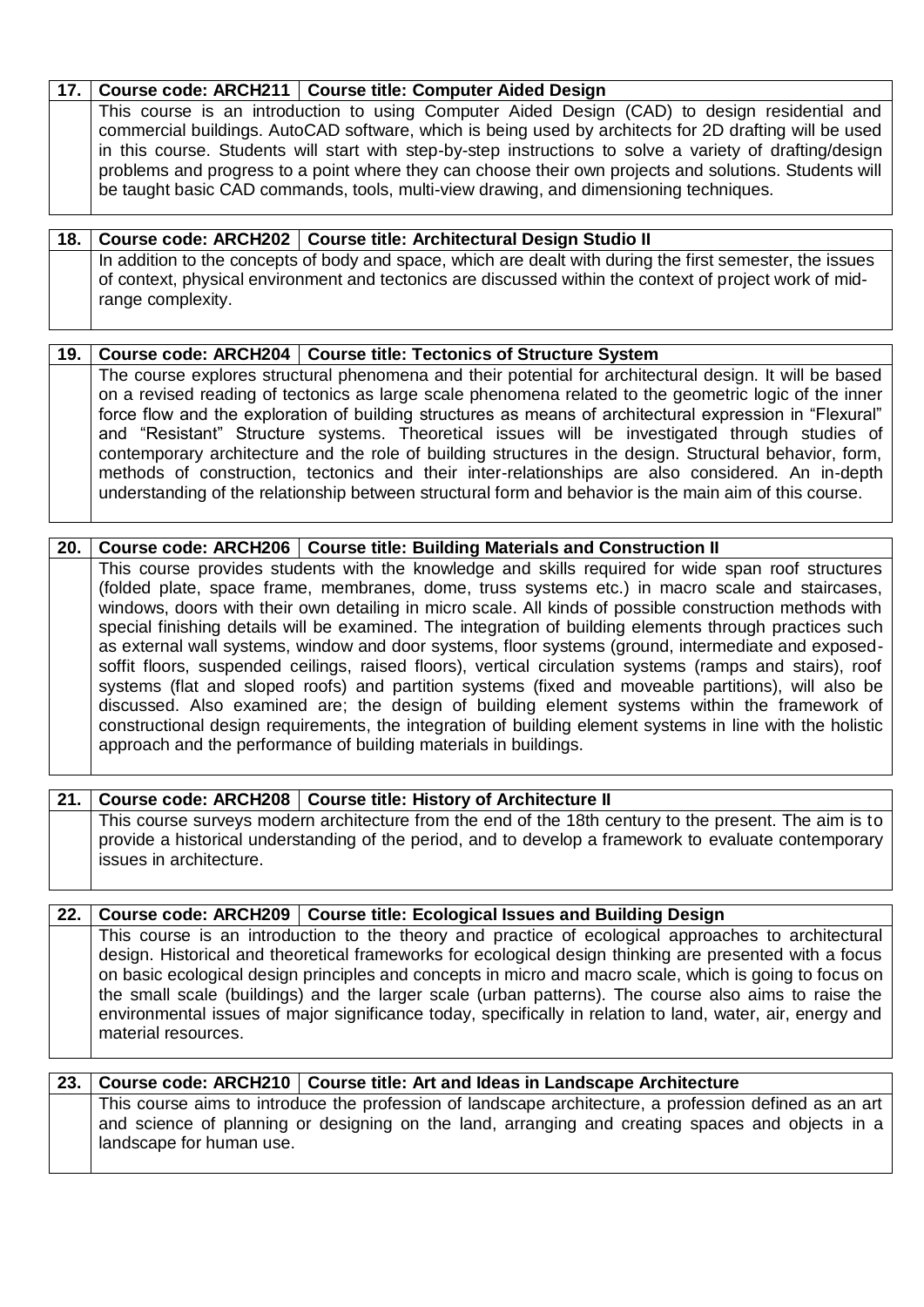| 17. | Course code: ARCH211 | Course title: Computer Aided Design |
|---|---|---|
| | This course is an introduction to using Computer Aided Design (CAD) to design residential and commercial buildings. AutoCAD software, which is being used by architects for 2D drafting will be used in this course. Students will start with step-by-step instructions to solve a variety of drafting/design problems and progress to a point where they can choose their own projects and solutions. Students will be taught basic CAD commands, tools, multi-view drawing, and dimensioning techniques. | |

| 18. | Course code: ARCH202 | Course title: Architectural Design Studio II |
|---|---|---|
| | In addition to the concepts of body and space, which are dealt with during the first semester, the issues of context, physical environment and tectonics are discussed within the context of project work of mid-range complexity. | |

| 19. | Course code: ARCH204 | Course title: Tectonics of Structure System |
|---|---|---|
| | The course explores structural phenomena and their potential for architectural design. It will be based on a revised reading of tectonics as large scale phenomena related to the geometric logic of the inner force flow and the exploration of building structures as means of architectural expression in "Flexural" and "Resistant" Structure systems. Theoretical issues will be investigated through studies of contemporary architecture and the role of building structures in the design. Structural behavior, form, methods of construction, tectonics and their inter-relationships are also considered. An in-depth understanding of the relationship between structural form and behavior is the main aim of this course. | |

| 20. | Course code: ARCH206 | Course title: Building Materials and Construction II |
|---|---|---|
| | This course provides students with the knowledge and skills required for wide span roof structures (folded plate, space frame, membranes, dome, truss systems etc.) in macro scale and staircases, windows, doors with their own detailing in micro scale. All kinds of possible construction methods with special finishing details will be examined. The integration of building elements through practices such as external wall systems, window and door systems, floor systems (ground, intermediate and exposed-soffit floors, suspended ceilings, raised floors), vertical circulation systems (ramps and stairs), roof systems (flat and sloped roofs) and partition systems (fixed and moveable partitions), will also be discussed. Also examined are; the design of building element systems within the framework of constructional design requirements, the integration of building element systems in line with the holistic approach and the performance of building materials in buildings. | |

| 21. | Course code: ARCH208 | Course title: History of Architecture II |
|---|---|---|
| | This course surveys modern architecture from the end of the 18th century to the present. The aim is to provide a historical understanding of the period, and to develop a framework to evaluate contemporary issues in architecture. | |

| 22. | Course code: ARCH209 | Course title: Ecological Issues and Building Design |
|---|---|---|
| | This course is an introduction to the theory and practice of ecological approaches to architectural design. Historical and theoretical frameworks for ecological design thinking are presented with a focus on basic ecological design principles and concepts in micro and macro scale, which is going to focus on the small scale (buildings) and the larger scale (urban patterns). The course also aims to raise the environmental issues of major significance today, specifically in relation to land, water, air, energy and material resources. | |

| 23. | Course code: ARCH210 | Course title: Art and Ideas in Landscape Architecture |
|---|---|---|
| | This course aims to introduce the profession of landscape architecture, a profession defined as an art and science of planning or designing on the land, arranging and creating spaces and objects in a landscape for human use. | |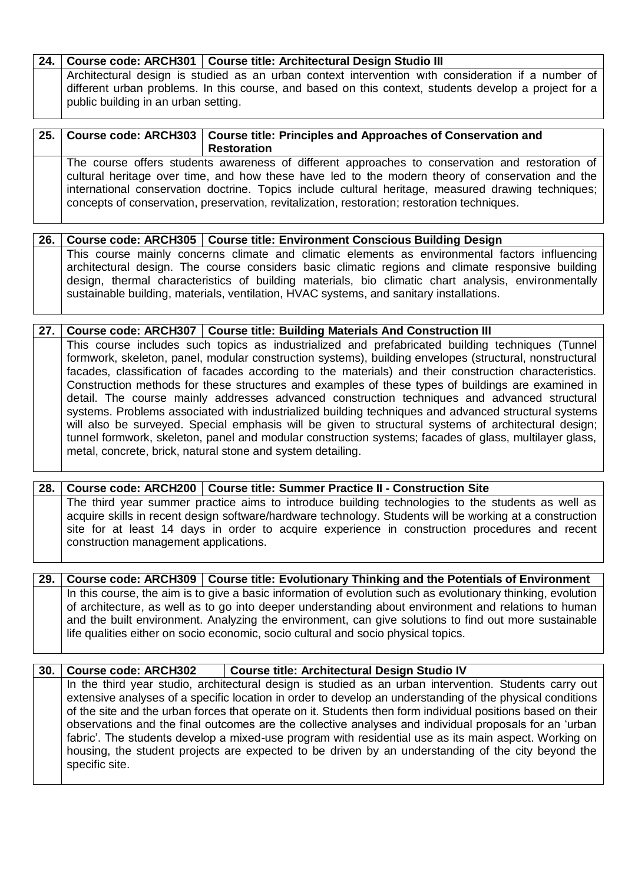| 24. | Course code: ARCH301 | Course title: Architectural Design Studio III |
|---|---|---|
| | Architectural design is studied as an urban context intervention wıth consideration if a number of different urban problems. In this course, and based on this context, students develop a project for a public building in an urban setting. | |

| 25. | Course code: ARCH303 | Course title: Principles and Approaches of Conservation and Restoration |
|---|---|---|
| | The course offers students awareness of different approaches to conservation and restoration of cultural heritage over time, and how these have led to the modern theory of conservation and the international conservation doctrine. Topics include cultural heritage, measured drawing techniques; concepts of conservation, preservation, revitalization, restoration; restoration techniques. | |

| 26. | Course code: ARCH305 | Course title: Environment Conscious Building Design |
|---|---|---|
| | This course mainly concerns climate and climatic elements as environmental factors influencing architectural design. The course considers basic climatic regions and climate responsive building design, thermal characteristics of building materials, bio climatic chart analysis, environmentally sustainable building, materials, ventilation, HVAC systems, and sanitary installations. | |

| 27. | Course code: ARCH307 | Course title: Building Materials And Construction III |
|---|---|---|
| | This course includes such topics as industrialized and prefabricated building techniques (Tunnel formwork, skeleton, panel, modular construction systems), building envelopes (structural, nonstructural facades, classification of facades according to the materials) and their construction characteristics. Construction methods for these structures and examples of these types of buildings are examined in detail. The course mainly addresses advanced construction techniques and advanced structural systems. Problems associated with industrialized building techniques and advanced structural systems will also be surveyed. Special emphasis will be given to structural systems of architectural design; tunnel formwork, skeleton, panel and modular construction systems; facades of glass, multilayer glass, metal, concrete, brick, natural stone and system detailing. | |

| 28. | Course code: ARCH200 | Course title: Summer Practice II - Construction Site |
|---|---|---|
| | The third year summer practice aims to introduce building technologies to the students as well as acquire skills in recent design software/hardware technology. Students will be working at a construction site for at least 14 days in order to acquire experience in construction procedures and recent construction management applications. | |

| 29. | Course code: ARCH309 | Course title: Evolutionary Thinking and the Potentials of Environment |
|---|---|---|
| | In this course, the aim is to give a basic information of evolution such as evolutionary thinking, evolution of architecture, as well as to go into deeper understanding about environment and relations to human and the built environment. Analyzing the environment, can give solutions to find out more sustainable life qualities either on socio economic, socio cultural and socio physical topics. | |

| 30. | Course code: ARCH302 | Course title: Architectural Design Studio IV |
|---|---|---|
| | In the third year studio, architectural design is studied as an urban intervention. Students carry out extensive analyses of a specific location in order to develop an understanding of the physical conditions of the site and the urban forces that operate on it. Students then form individual positions based on their observations and the final outcomes are the collective analyses and individual proposals for an 'urban fabric'. The students develop a mixed-use program with residential use as its main aspect. Working on housing, the student projects are expected to be driven by an understanding of the city beyond the specific site. | |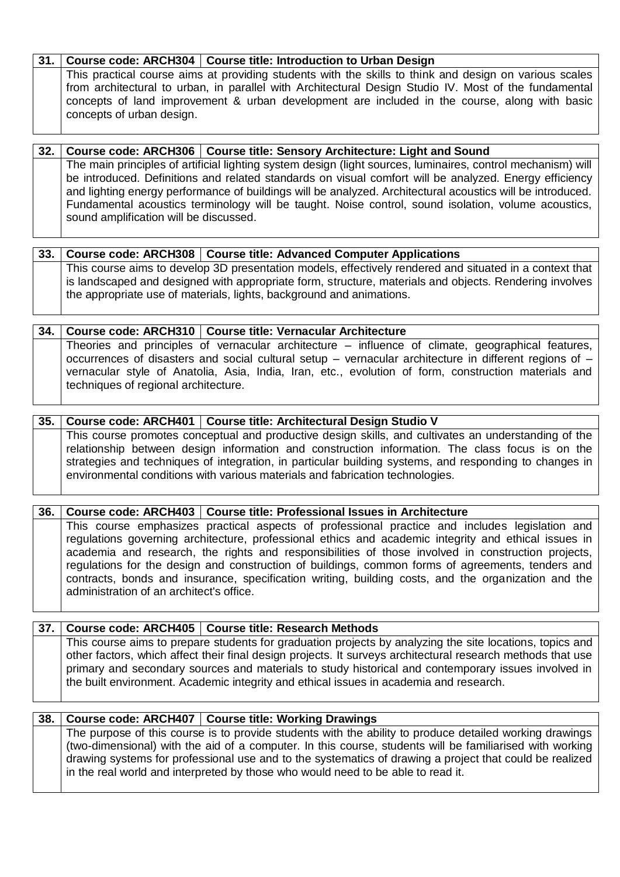| 31. | Course code: ARCH304 | Course title: Introduction to Urban Design |
|---|---|---|
| | This practical course aims at providing students with the skills to think and design on various scales from architectural to urban, in parallel with Architectural Design Studio IV. Most of the fundamental concepts of land improvement & urban development are included in the course, along with basic concepts of urban design. | |

| 32. | Course code: ARCH306 | Course title: Sensory Architecture: Light and Sound |
|---|---|---|
| | The main principles of artificial lighting system design (light sources, luminaires, control mechanism) will be introduced. Definitions and related standards on visual comfort will be analyzed. Energy efficiency and lighting energy performance of buildings will be analyzed. Architectural acoustics will be introduced. Fundamental acoustics terminology will be taught. Noise control, sound isolation, volume acoustics, sound amplification will be discussed. | |

| 33. | Course code: ARCH308 | Course title: Advanced Computer Applications |
|---|---|---|
| | This course aims to develop 3D presentation models, effectively rendered and situated in a context that is landscaped and designed with appropriate form, structure, materials and objects. Rendering involves the appropriate use of materials, lights, background and animations. | |

| 34. | Course code: ARCH310 | Course title: Vernacular Architecture |
|---|---|---|
| | Theories and principles of vernacular architecture – influence of climate, geographical features, occurrences of disasters and social cultural setup – vernacular architecture in different regions of – vernacular style of Anatolia, Asia, India, Iran, etc., evolution of form, construction materials and techniques of regional architecture. | |

| 35. | Course code: ARCH401 | Course title: Architectural Design Studio V |
|---|---|---|
| | This course promotes conceptual and productive design skills, and cultivates an understanding of the relationship between design information and construction information. The class focus is on the strategies and techniques of integration, in particular building systems, and responding to changes in environmental conditions with various materials and fabrication technologies. | |

| 36. | Course code: ARCH403 | Course title: Professional Issues in Architecture |
|---|---|---|
| | This course emphasizes practical aspects of professional practice and includes legislation and regulations governing architecture, professional ethics and academic integrity and ethical issues in academia and research, the rights and responsibilities of those involved in construction projects, regulations for the design and construction of buildings, common forms of agreements, tenders and contracts, bonds and insurance, specification writing, building costs, and the organization and the administration of an architect's office. | |

| 37. | Course code: ARCH405 | Course title: Research Methods |
|---|---|---|
| | This course aims to prepare students for graduation projects by analyzing the site locations, topics and other factors, which affect their final design projects. It surveys architectural research methods that use primary and secondary sources and materials to study historical and contemporary issues involved in the built environment. Academic integrity and ethical issues in academia and research. | |

| 38. | Course code: ARCH407 | Course title: Working Drawings |
|---|---|---|
| | The purpose of this course is to provide students with the ability to produce detailed working drawings (two-dimensional) with the aid of a computer. In this course, students will be familiarised with working drawing systems for professional use and to the systematics of drawing a project that could be realized in the real world and interpreted by those who would need to be able to read it. | |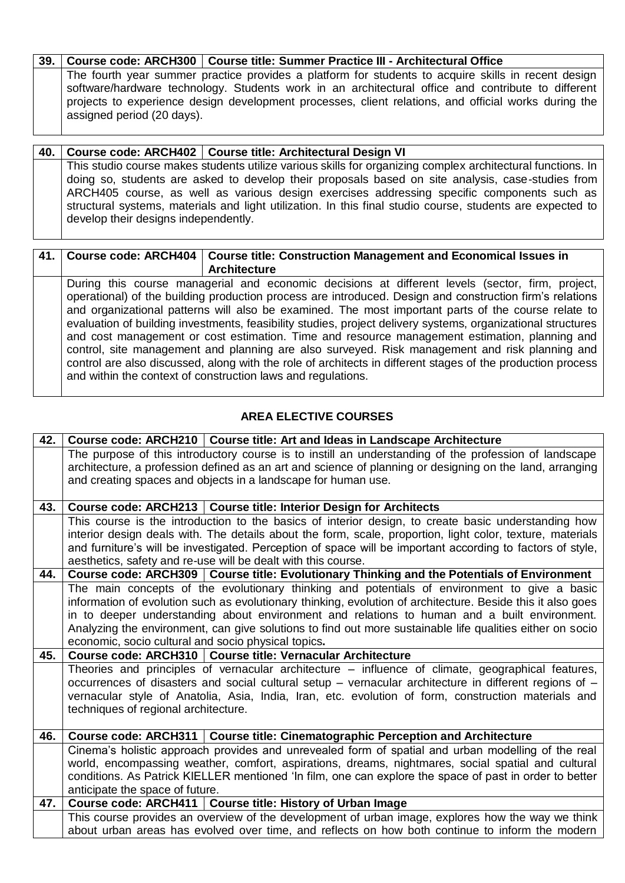| 39. | Course code: ARCH300 | Course title: Summer Practice III - Architectural Office |
|---|---|---|
| | The fourth year summer practice provides a platform for students to acquire skills in recent design software/hardware technology. Students work in an architectural office and contribute to different projects to experience design development processes, client relations, and official works during the assigned period (20 days). | |

| 40. | Course code: ARCH402 | Course title: Architectural Design VI |
|---|---|---|
| | This studio course makes students utilize various skills for organizing complex architectural functions. In doing so, students are asked to develop their proposals based on site analysis, case-studies from ARCH405 course, as well as various design exercises addressing specific components such as structural systems, materials and light utilization. In this final studio course, students are expected to develop their designs independently. | |

| 41. | Course code: ARCH404 | Course title: Construction Management and Economical Issues in Architecture |
|---|---|---|
| | During this course managerial and economic decisions at different levels (sector, firm, project, operational) of the building production process are introduced. Design and construction firm's relations and organizational patterns will also be examined. The most important parts of the course relate to evaluation of building investments, feasibility studies, project delivery systems, organizational structures and cost management or cost estimation. Time and resource management estimation, planning and control, site management and planning are also surveyed. Risk management and risk planning and control are also discussed, along with the role of architects in different stages of the production process and within the context of construction laws and regulations. | |

## AREA ELECTIVE COURSES

| 42. | Course code: ARCH210 | Course title: Art and Ideas in Landscape Architecture |
|---|---|---|
| | The purpose of this introductory course is to instill an understanding of the profession of landscape architecture, a profession defined as an art and science of planning or designing on the land, arranging and creating spaces and objects in a landscape for human use. | |
| 43. | Course code: ARCH213 | Course title: Interior Design for Architects |
| | This course is the introduction to the basics of interior design, to create basic understanding how interior design deals with. The details about the form, scale, proportion, light color, texture, materials and furniture's will be investigated. Perception of space will be important according to factors of style, aesthetics, safety and re-use will be dealt with this course. | |
| 44. | Course code: ARCH309 | Course title: Evolutionary Thinking and the Potentials of Environment |
| | The main concepts of the evolutionary thinking and potentials of environment to give a basic information of evolution such as evolutionary thinking, evolution of architecture. Beside this it also goes in to deeper understanding about environment and relations to human and a built environment. Analyzing the environment, can give solutions to find out more sustainable life qualities either on socio economic, socio cultural and socio physical topics**.** | |
| 45. | Course code: ARCH310 | Course title: Vernacular Architecture |
| | Theories and principles of vernacular architecture – influence of climate, geographical features, occurrences of disasters and social cultural setup – vernacular architecture in different regions of – vernacular style of Anatolia, Asia, India, Iran, etc. evolution of form, construction materials and techniques of regional architecture. | |
| 46. | Course code: ARCH311 | Course title: Cinematographic Perception and Architecture |
| | Cinema's holistic approach provides and unrevealed form of spatial and urban modelling of the real world, encompassing weather, comfort, aspirations, dreams, nightmares, social spatial and cultural conditions. As Patrick KIELLER mentioned 'In film, one can explore the space of past in order to better anticipate the space of future. | |
| 47. | Course code: ARCH411 | Course title: History of Urban Image |
| | This course provides an overview of the development of urban image, explores how the way we think about urban areas has evolved over time, and reflects on how both continue to inform the modern | |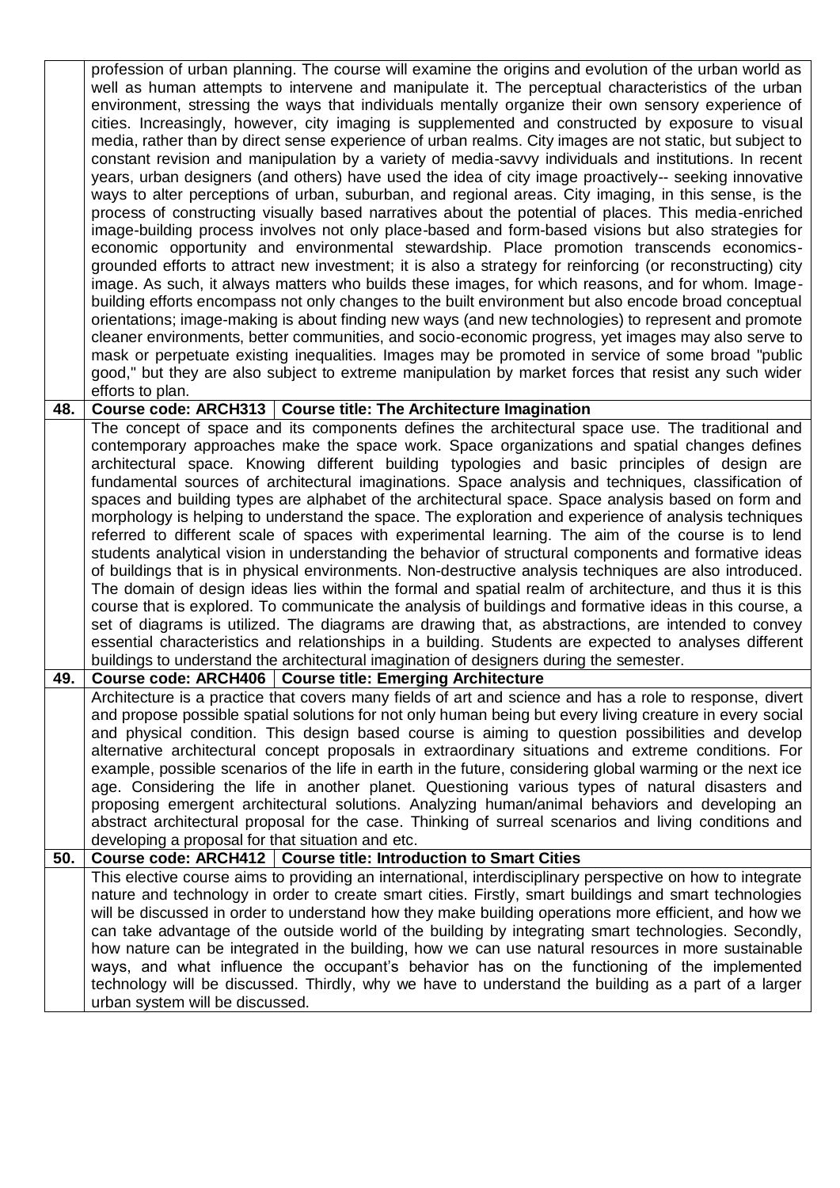| | |
|---|---|
| | profession of urban planning. The course will examine the origins and evolution of the urban world as well as human attempts to intervene and manipulate it. The perceptual characteristics of the urban environment, stressing the ways that individuals mentally organize their own sensory experience of cities. Increasingly, however, city imaging is supplemented and constructed by exposure to visual media, rather than by direct sense experience of urban realms. City images are not static, but subject to constant revision and manipulation by a variety of media-savvy individuals and institutions. In recent years, urban designers (and others) have used the idea of city image proactively-- seeking innovative ways to alter perceptions of urban, suburban, and regional areas. City imaging, in this sense, is the process of constructing visually based narratives about the potential of places. This media-enriched image-building process involves not only place-based and form-based visions but also strategies for economic opportunity and environmental stewardship. Place promotion transcends economics-grounded efforts to attract new investment; it is also a strategy for reinforcing (or reconstructing) city image. As such, it always matters who builds these images, for which reasons, and for whom. Image-building efforts encompass not only changes to the built environment but also encode broad conceptual orientations; image-making is about finding new ways (and new technologies) to represent and promote cleaner environments, better communities, and socio-economic progress, yet images may also serve to mask or perpetuate existing inequalities. Images may be promoted in service of some broad "public good," but they are also subject to extreme manipulation by market forces that resist any such wider efforts to plan. |
| **48.** | **Course code: ARCH313 \| Course title: The Architecture Imagination** |
| | The concept of space and its components defines the architectural space use. The traditional and contemporary approaches make the space work. Space organizations and spatial changes defines architectural space. Knowing different building typologies and basic principles of design are fundamental sources of architectural imaginations. Space analysis and techniques, classification of spaces and building types are alphabet of the architectural space. Space analysis based on form and morphology is helping to understand the space. The exploration and experience of analysis techniques referred to different scale of spaces with experimental learning. The aim of the course is to lend students analytical vision in understanding the behavior of structural components and formative ideas of buildings that is in physical environments. Non-destructive analysis techniques are also introduced. The domain of design ideas lies within the formal and spatial realm of architecture, and thus it is this course that is explored. To communicate the analysis of buildings and formative ideas in this course, a set of diagrams is utilized. The diagrams are drawing that, as abstractions, are intended to convey essential characteristics and relationships in a building. Students are expected to analyses different buildings to understand the architectural imagination of designers during the semester. |
| **49.** | **Course code: ARCH406 \| Course title: Emerging Architecture** |
| | Architecture is a practice that covers many fields of art and science and has a role to response, divert and propose possible spatial solutions for not only human being but every living creature in every social and physical condition. This design based course is aiming to question possibilities and develop alternative architectural concept proposals in extraordinary situations and extreme conditions. For example, possible scenarios of the life in earth in the future, considering global warming or the next ice age. Considering the life in another planet. Questioning various types of natural disasters and proposing emergent architectural solutions. Analyzing human/animal behaviors and developing an abstract architectural proposal for the case. Thinking of surreal scenarios and living conditions and developing a proposal for that situation and etc. |
| **50.** | **Course code: ARCH412 \| Course title: Introduction to Smart Cities** |
| | This elective course aims to providing an international, interdisciplinary perspective on how to integrate nature and technology in order to create smart cities. Firstly, smart buildings and smart technologies will be discussed in order to understand how they make building operations more efficient, and how we can take advantage of the outside world of the building by integrating smart technologies. Secondly, how nature can be integrated in the building, how we can use natural resources in more sustainable ways, and what influence the occupant's behavior has on the functioning of the implemented technology will be discussed. Thirdly, why we have to understand the building as a part of a larger urban system will be discussed. |